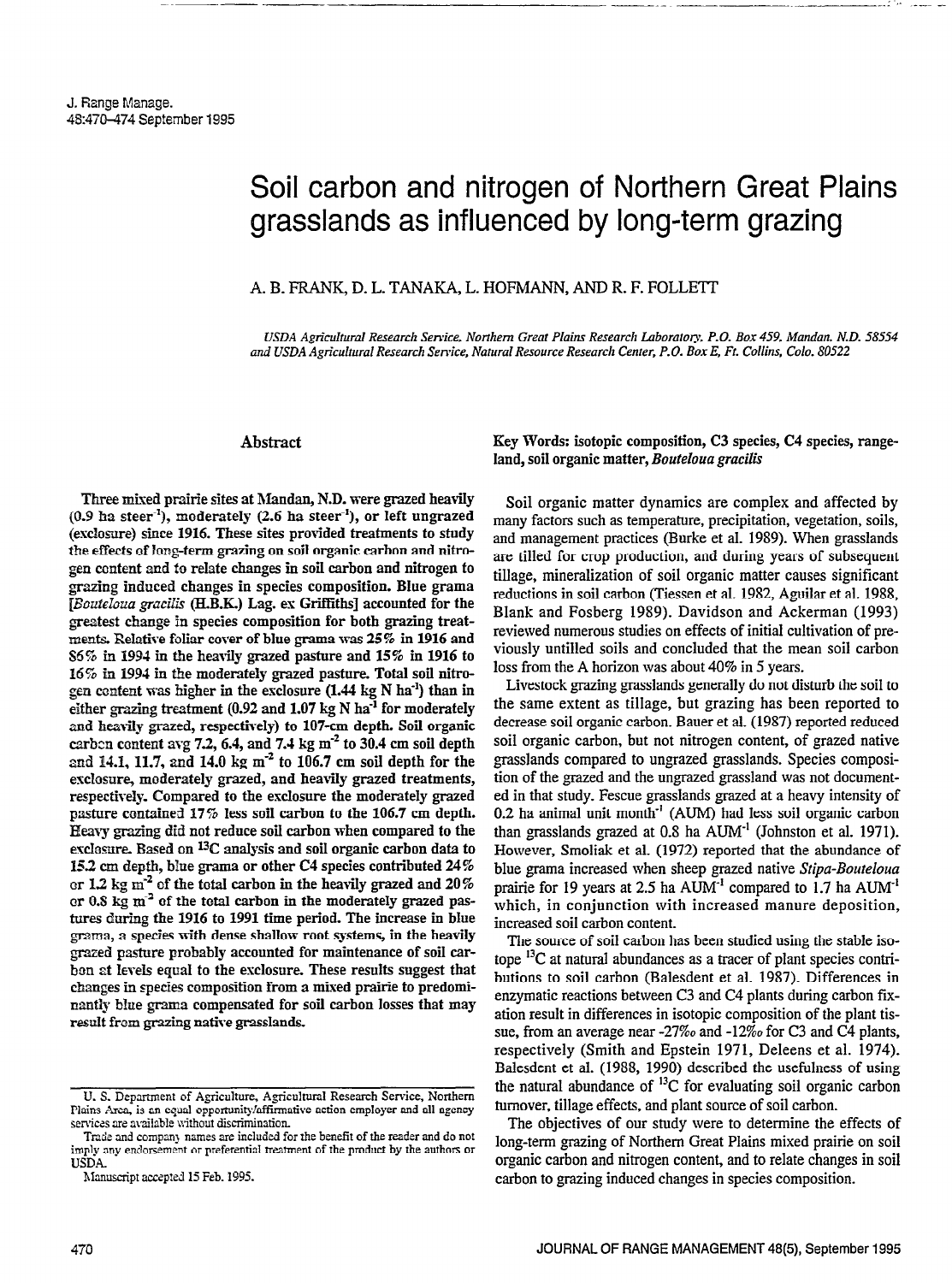# Soil carbon and nitrogen of Northern Great Plains grasslands as influenced by long-term grazing

A. B. FRANK, D. L. TANAKA, L. HOFMANN, AND R. F. FOLLETT

*USDA Agricultural Research Service. Northern Great Plains Research Laboratory. P.O. Box 459. Mandan. N.D. 58554 and USDA Agricultural Research Service, Natural Resource Research Center, P.O. Box E, Ft. Collins, Colo. 80522*

## Abstract

Three mixed prairie sites at Mandan, N.D. were grazed heavily (0.9 ha $steer^{-1}$), moderately (2.6 ha $steer^{-1}$), or left ungrazed (exclosure) since 1916. These sites provided treatments to study the effects of long-term grazing on soil organic carbon and nitrogen content and to relate changes in soil carbon and nitrogen to grazing induced changes in species composition. Blue grama [*Bouteloua gracilis* (H.B.K.) Lag. ex Griffiths] accounted for the greatest change in species composition for both grazing treatments. Relative foliar cover of blue grama was 25% in 1916 and 86% in 1994 in the heavily grazed pasture and 15% in 1916 to 16% in 1994 in the moderately grazed pasture. Total soil nitrogen content was higher in the exclosure (1.44 kg N $ha^{-1}$) than in either grazing treatment (0.92 and 1.07 kg N $ha^{-1}$ for moderately and heavily grazed, respectively) to 107-cm depth. Soil organic carbon content avg 7.2, 6.4, and 7.4 kg $m^{-2}$ to 30.4 cm soil depth and 14.1, 11.7, and 14.0 kg $m^{-2}$ to 106.7 cm soil depth for the exclosure, moderately grazed, and heavily grazed treatments, respectively. Compared to the exclosure the moderately grazed pasture contained 17% less soil carbon to the 106.7 cm depth. Heavy grazing did not reduce soil carbon when compared to the exclosure. Based on $^{13}C$ analysis and soil organic carbon data to 15.2 cm depth, blue grama or other C4 species contributed 24% or 1.2 kg $m^{-2}$ of the total carbon in the heavily grazed and 20% or 0.8 kg $m^{-2}$ of the total carbon in the moderately grazed pastures during the 1916 to 1991 time period. The increase in blue grama, a species with dense shallow root systems, in the heavily grazed pasture probably accounted for maintenance of soil carbon at levels equal to the exclosure. These results suggest that changes in species composition from a mixed prairie to predominantly blue grama compensated for soil carbon losses that may result from grazing native grasslands.

U. S. Department of Agriculture, Agricultural Research Service, Northern Plains Area, is an equal opportunity/affirmative action employer and all agency services are available without discrimination.

Trade and company names are included for the benefit of the reader and do not imply any endorsement or preferential treatment of the product by the authors or USDA.

Manuscript accepted 15 Feb. 1995.

**Key Words: isotopic composition, C3 species, C4 species, rangeland, soil organic matter, *Bouteloua gracilis***

Soil organic matter dynamics are complex and affected by many factors such as temperature, precipitation, vegetation, soils, and management practices (Burke et al. 1989). When grasslands are tilled for crop production, and during years of subsequent tillage, mineralization of soil organic matter causes significant reductions in soil carbon (Tiessen et al. 1982, Aguilar et al. 1988, Blank and Fosberg 1989). Davidson and Ackerman (1993) reviewed numerous studies on effects of initial cultivation of previously untilled soils and concluded that the mean soil carbon loss from the A horizon was about 40% in 5 years.

Livestock grazing grasslands generally do not disturb the soil to the same extent as tillage, but grazing has been reported to decrease soil organic carbon. Bauer et al. (1987) reported reduced soil organic carbon, but not nitrogen content, of grazed native grasslands compared to ungrazed grasslands. Species composition of the grazed and the ungrazed grassland was not documented in that study. Fescue grasslands grazed at a heavy intensity of 0.2 ha animal unit $month^{-1}$ (AUM) had less soil organic carbon than grasslands grazed at 0.8 ha $AUM^{-1}$ (Johnston et al. 1971). However, Smoliak et al. (1972) reported that the abundance of blue grama increased when sheep grazed native *Stipa-Bouteloua* prairie for 19 years at 2.5 ha $AUM^{-1}$ compared to 1.7 ha $AUM^{-1}$ which, in conjunction with increased manure deposition, increased soil carbon content.

The source of soil carbon has been studied using the stable isotope $^{13}C$ at natural abundances as a tracer of plant species contributions to soil carbon (Balesdent et al. 1987). Differences in enzymatic reactions between C3 and C4 plants during carbon fixation result in differences in isotopic composition of the plant tissue, from an average near -27‰ and -12‰ for C3 and C4 plants, respectively (Smith and Epstein 1971, Deleens et al. 1974). Balesdent et al. (1988, 1990) described the usefulness of using the natural abundance of $^{13}C$ for evaluating soil organic carbon turnover, tillage effects, and plant source of soil carbon.

The objectives of our study were to determine the effects of long-term grazing of Northern Great Plains mixed prairie on soil organic carbon and nitrogen content, and to relate changes in soil carbon to grazing induced changes in species composition.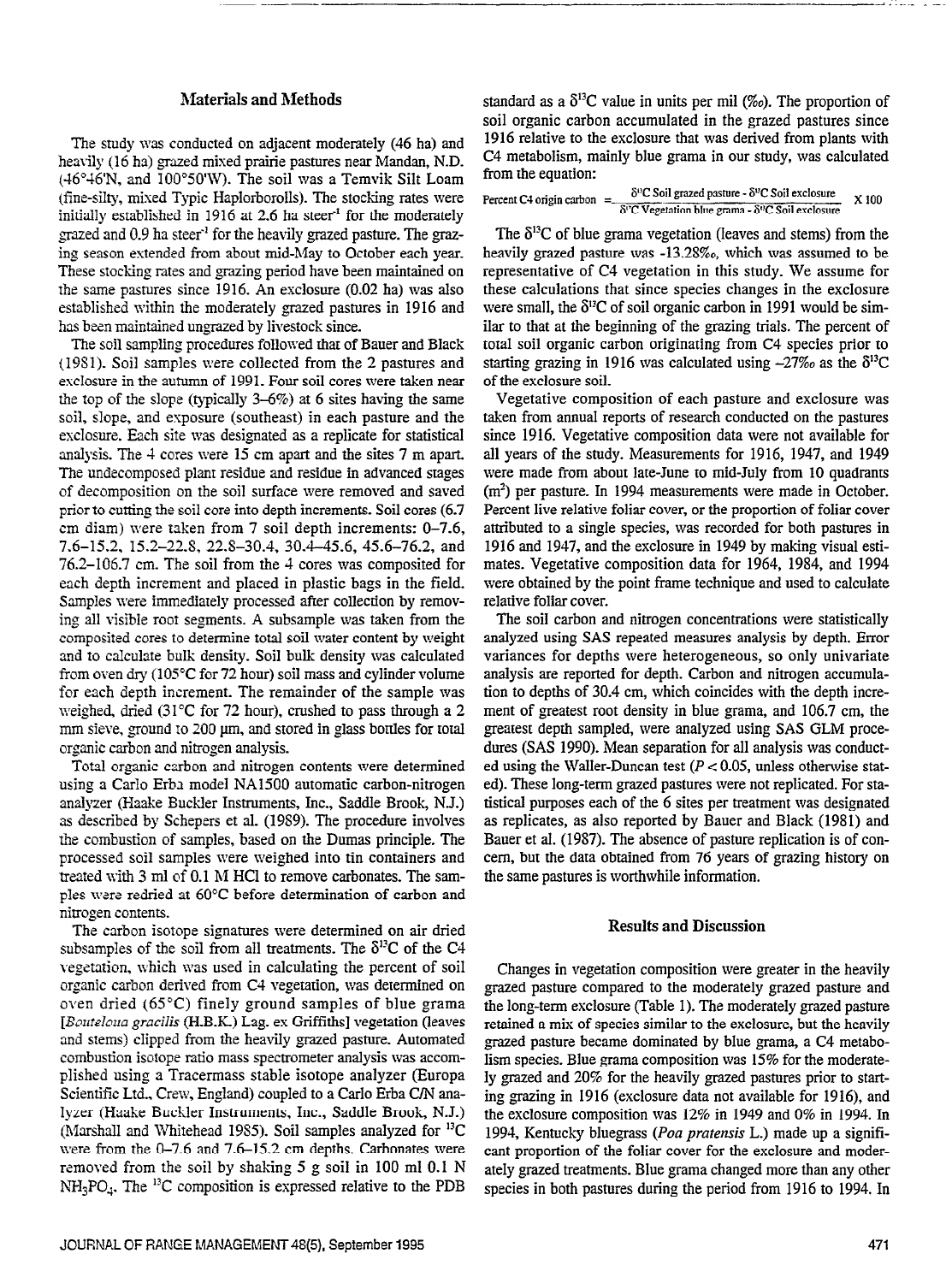## Materials and Methods

The study was conducted on adjacent moderately (46 ha) and heavily (16 ha) grazed mixed prairie pastures near Mandan, N.D. (46°46'N, and 100°50'W). The soil was a Temvik Silt Loam (fine-silty, mixed Typic Haploborolls). The stocking rates were initially established in 1916 at 2.6 ha steer$^{-1}$ for the moderately grazed and 0.9 ha steer$^{-1}$ for the heavily grazed pasture. The grazing season extended from about mid-May to October each year. These stocking rates and grazing period have been maintained on the same pastures since 1916. An exclosure (0.02 ha) was also established within the moderately grazed pastures in 1916 and has been maintained ungrazed by livestock since.

The soil sampling procedures followed that of Bauer and Black (1981). Soil samples were collected from the 2 pastures and exclosure in the autumn of 1991. Four soil cores were taken near the top of the slope (typically 3–6%) at 6 sites having the same soil, slope, and exposure (southeast) in each pasture and the exclosure. Each site was designated as a replicate for statistical analysis. The 4 cores were 15 cm apart and the sites 7 m apart. The undecomposed plant residue and residue in advanced stages of decomposition on the soil surface were removed and saved prior to cutting the soil core into depth increments. Soil cores (6.7 cm diam) were taken from 7 soil depth increments: 0–7.6, 7.6–15.2, 15.2–22.8, 22.8–30.4, 30.4–45.6, 45.6–76.2, and 76.2–106.7 cm. The soil from the 4 cores was composited for each depth increment and placed in plastic bags in the field. Samples were immediately processed after collection by removing all visible root segments. A subsample was taken from the composited cores to determine total soil water content by weight and to calculate bulk density. Soil bulk density was calculated from oven dry (105°C for 72 hour) soil mass and cylinder volume for each depth increment. The remainder of the sample was weighed, dried (31°C for 72 hour), crushed to pass through a 2 mm sieve, ground to 200 µm, and stored in glass bottles for total organic carbon and nitrogen analysis.

Total organic carbon and nitrogen contents were determined using a Carlo Erba model NA1500 automatic carbon-nitrogen analyzer (Haake Buckler Instruments, Inc., Saddle Brook, N.J.) as described by Schepers et al. (1989). The procedure involves the combustion of samples, based on the Dumas principle. The processed soil samples were weighed into tin containers and treated with 3 ml of 0.1 M HCl to remove carbonates. The samples were redried at 60°C before determination of carbon and nitrogen contents.

The carbon isotope signatures were determined on air dried subsamples of the soil from all treatments. The $\delta^{13}C$ of the C4 vegetation, which was used in calculating the percent of soil organic carbon derived from C4 vegetation, was determined on oven dried (65°C) finely ground samples of blue grama [*Bouteloua gracilis* (H.B.K.) Lag. ex Griffiths] vegetation (leaves and stems) clipped from the heavily grazed pasture. Automated combustion isotope ratio mass spectrometer analysis was accomplished using a Tracermass stable isotope analyzer (Europa Scientific Ltd., Crew, England) coupled to a Carlo Erba C/N analyzer (Haake Buckler Instruments, Inc., Saddle Brook, N.J.) (Marshall and Whitehead 1985). Soil samples analyzed for $^{13}C$ were from the 0–7.6 and 7.6–15.2 cm depths. Carbonates were removed from the soil by shaking 5 g soil in 100 ml 0.1 N $NH_3PO_4$. The $^{13}C$ composition is expressed relative to the PDB standard as a $\delta^{13}C$ value in units per mil (‰). The proportion of soil organic carbon accumulated in the grazed pastures since 1916 relative to the exclosure that was derived from plants with C4 metabolism, mainly blue grama in our study, was calculated from the equation:

$$\text{Percent C4 origin carbon} = \frac{\delta^{13}C\ \text{Soil grazed pasture} - \delta^{13}C\ \text{Soil exclosure}}{\delta^{13}C\ \text{Vegetation blue grama} - \delta^{13}C\ \text{Soil exclosure}} \times 100$$

The $\delta^{13}C$ of blue grama vegetation (leaves and stems) from the heavily grazed pasture was -13.28‰, which was assumed to be representative of C4 vegetation in this study. We assume for these calculations that since species changes in the exclosure were small, the $\delta^{13}C$ of soil organic carbon in 1991 would be similar to that at the beginning of the grazing trials. The percent of total soil organic carbon originating from C4 species prior to starting grazing in 1916 was calculated using –27‰ as the $\delta^{13}C$ of the exclosure soil.

Vegetative composition of each pasture and exclosure was taken from annual reports of research conducted on the pastures since 1916. Vegetative composition data were not available for all years of the study. Measurements for 1916, 1947, and 1949 were made from about late-June to mid-July from 10 quadrants (m$^2$) per pasture. In 1994 measurements were made in October. Percent live relative foliar cover, or the proportion of foliar cover attributed to a single species, was recorded for both pastures in 1916 and 1947, and the exclosure in 1949 by making visual estimates. Vegetative composition data for 1964, 1984, and 1994 were obtained by the point frame technique and used to calculate relative foliar cover.

The soil carbon and nitrogen concentrations were statistically analyzed using SAS repeated measures analysis by depth. Error variances for depths were heterogeneous, so only univariate analysis are reported for depth. Carbon and nitrogen accumulation to depths of 30.4 cm, which coincides with the depth increment of greatest root density in blue grama, and 106.7 cm, the greatest depth sampled, were analyzed using SAS GLM procedures (SAS 1990). Mean separation for all analysis was conducted using the Waller-Duncan test ($P < 0.05$, unless otherwise stated). These long-term grazed pastures were not replicated. For statistical purposes each of the 6 sites per treatment was designated as replicates, as also reported by Bauer and Black (1981) and Bauer et al. (1987). The absence of pasture replication is of concern, but the data obtained from 76 years of grazing history on the same pastures is worthwhile information.

## Results and Discussion

Changes in vegetation composition were greater in the heavily grazed pasture compared to the moderately grazed pasture and the long-term exclosure (Table 1). The moderately grazed pasture retained a mix of species similar to the exclosure, but the heavily grazed pasture became dominated by blue grama, a C4 metabolism species. Blue grama composition was 15% for the moderately grazed and 20% for the heavily grazed pastures prior to starting grazing in 1916 (exclosure data not available for 1916), and the exclosure composition was 12% in 1949 and 0% in 1994. In 1994, Kentucky bluegrass (*Poa pratensis* L.) made up a significant proportion of the foliar cover for the exclosure and moderately grazed treatments. Blue grama changed more than any other species in both pastures during the period from 1916 to 1994. In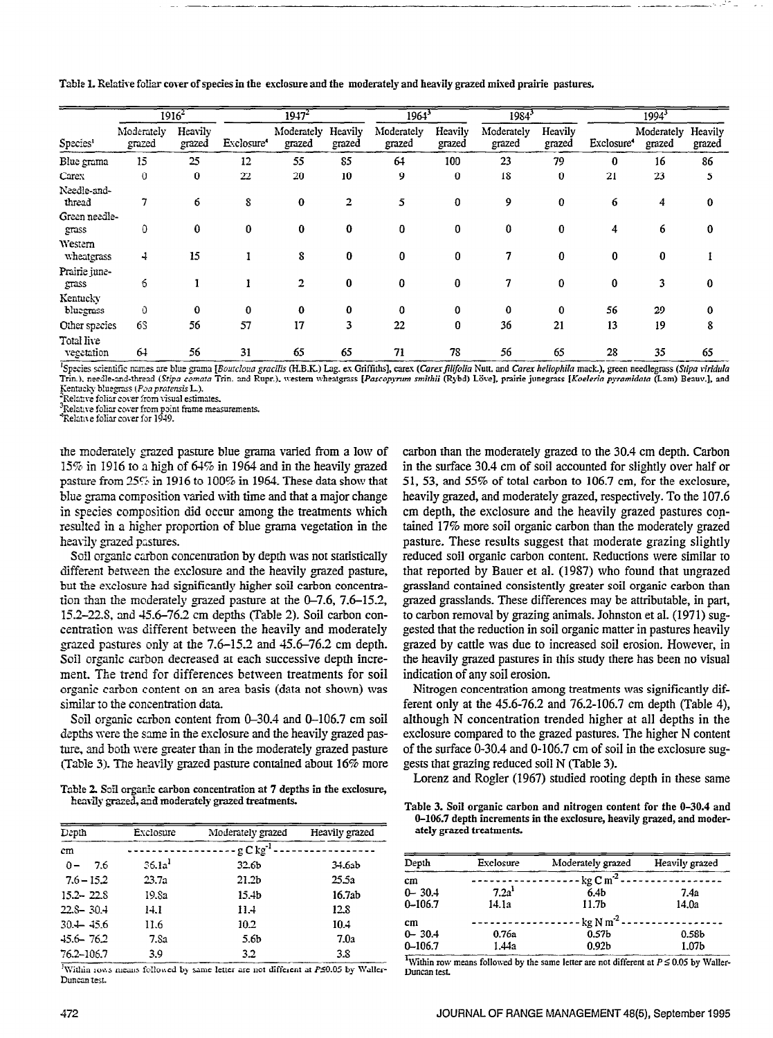Table 1. Relative foliar cover of species in the exclosure and the moderately and heavily grazed mixed prairie pastures.

| Species[1] | 1916[2] | | 1947[2] | | | 1964[3] | | 1984[3] | | 1994[3] | | |
|---|---|---|---|---|---|---|---|---|---|---|---|---|
| | Moderately grazed | Heavily grazed | Exclosure[4] | Moderately grazed | Heavily grazed | Moderately grazed | Heavily grazed | Moderately grazed | Heavily grazed | Exclosure[4] | Moderately grazed | Heavily grazed |
| Blue grama | 15 | 25 | 12 | 55 | 85 | 64 | 100 | 23 | 79 | 0 | 16 | 86 |
| Carex | 0 | 0 | 22 | 20 | 10 | 9 | 0 | 18 | 0 | 21 | 23 | 5 |
| Needle-and-thread | 7 | 6 | 8 | 0 | 2 | 5 | 0 | 9 | 0 | 6 | 4 | 0 |
| Green needle-grass | 0 | 0 | 0 | 0 | 0 | 0 | 0 | 0 | 0 | 4 | 6 | 0 |
| Western wheatgrass | 4 | 15 | 1 | 8 | 0 | 0 | 0 | 7 | 0 | 0 | 0 | 1 |
| Prairie june-grass | 6 | 1 | 1 | 2 | 0 | 0 | 0 | 7 | 0 | 0 | 3 | 0 |
| Kentucky bluegrass | 0 | 0 | 0 | 0 | 0 | 0 | 0 | 0 | 0 | 56 | 29 | 0 |
| Other species | 68 | 56 | 57 | 17 | 3 | 22 | 0 | 36 | 21 | 13 | 19 | 8 |
| Total live vegetation | 64 | 56 | 31 | 65 | 65 | 71 | 78 | 56 | 65 | 28 | 35 | 65 |

[1]Species scientific names are blue grama [*Bouteloua gracilis* (H.B.K.) Lag. ex Griffiths], carex (*Carex filifolia* Nutt. and *Carex heliophila* mack.), green needlegrass (*Stipa viridula* Trin.), needle-and-thread (*Stipa comata* Trin. and Rupr.), western wheatgrass [*Pascopyrum smithii* (Rybd) Löve], prairie junegrass [*Koeleria pyramidata* (Lam) Beauv.], and Kentucky bluegrass (*Poa pratensis* L.).
[2]Relative foliar cover from visual estimates.
[3]Relative foliar cover from point frame measurements.
[4]Relative foliar cover for 1949.

the moderately grazed pasture blue grama varied from a low of 15% in 1916 to a high of 64% in 1964 and in the heavily grazed pasture from 25% in 1916 to 100% in 1964. These data show that blue grama composition varied with time and that a major change in species composition did occur among the treatments which resulted in a higher proportion of blue grama vegetation in the heavily grazed pastures.

Soil organic carbon concentration by depth was not statistically different between the exclosure and the heavily grazed pasture, but the exclosure had significantly higher soil carbon concentration than the moderately grazed pasture at the 0–7.6, 7.6–15.2, 15.2–22.8, and 45.6–76.2 cm depths (Table 2). Soil carbon concentration was different between the heavily and moderately grazed pastures only at the 7.6–15.2 and 45.6–76.2 cm depth. Soil organic carbon decreased at each successive depth increment. The trend for differences between treatments for soil organic carbon content on an area basis (data not shown) was similar to the concentration data.

Soil organic carbon content from 0–30.4 and 0–106.7 cm soil depths were the same in the exclosure and the heavily grazed pasture, and both were greater than in the moderately grazed pasture (Table 3). The heavily grazed pasture contained about 16% more carbon than the moderately grazed to the 30.4 cm depth. Carbon in the surface 30.4 cm of soil accounted for slightly over half or 51, 53, and 55% of total carbon to 106.7 cm, for the exclosure, heavily grazed, and moderately grazed, respectively. To the 107.6 cm depth, the exclosure and the heavily grazed pastures contained 17% more soil organic carbon than the moderately grazed pasture. These results suggest that moderate grazing slightly reduced soil organic carbon content. Reductions were similar to that reported by Bauer et al. (1987) who found that ungrazed grassland contained consistently greater soil organic carbon than grazed grasslands. These differences may be attributable, in part, to carbon removal by grazing animals. Johnston et al. (1971) suggested that the reduction in soil organic matter in pastures heavily grazed by cattle was due to increased soil erosion. However, in the heavily grazed pastures in this study there has been no visual indication of any soil erosion.

Nitrogen concentration among treatments was significantly different only at the 45.6-76.2 and 76.2-106.7 cm depth (Table 4), although N concentration trended higher at all depths in the exclosure compared to the grazed pastures. The higher N content of the surface 0-30.4 and 0-106.7 cm of soil in the exclosure suggests that grazing reduced soil N (Table 3).

Lorenz and Rogler (1967) studied rooting depth in these same

Table 2. Soil organic carbon concentration at 7 depths in the exclosure, heavily grazed, and moderately grazed treatments.

| Depth | Exclosure | Moderately grazed | Heavily grazed |
|---|---|---|---|
| cm | $g\ C\ kg^{-1}$ | | |
| 0– 7.6 | 36.1a[1] | 32.6b | 34.6ab |
| 7.6 – 15.2 | 23.7a | 21.2b | 25.5a |
| 15.2– 22.8 | 19.8a | 15.4b | 16.7ab |
| 22.8– 30.4 | 14.1 | 11.4 | 12.8 |
| 30.4– 45.6 | 11.6 | 10.2 | 10.4 |
| 45.6– 76.2 | 7.8a | 5.6b | 7.0a |
| 76.2–106.7 | 3.9 | 3.2 | 3.8 |

[1]Within rows means followed by same letter are not different at $P \leq 0.05$ by Waller-Duncan test.

Table 3. Soil organic carbon and nitrogen content for the 0–30.4 and 0–106.7 depth increments in the exclosure, heavily grazed, and moderately grazed treatments.

| Depth | Exclosure | Moderately grazed | Heavily grazed |
|---|---|---|---|
| cm | $kg\ C\ m^{-2}$ | | |
| 0– 30.4 | 7.2a[1] | 6.4b | 7.4a |
| 0–106.7 | 14.1a | 11.7b | 14.0a |
| cm | $kg\ N\ m^{-2}$ | | |
| 0– 30.4 | 0.76a | 0.57b | 0.58b |
| 0–106.7 | 1.44a | 0.92b | 1.07b |

[1]Within row means followed by the same letter are not different at $P \leq 0.05$ by Waller-Duncan test.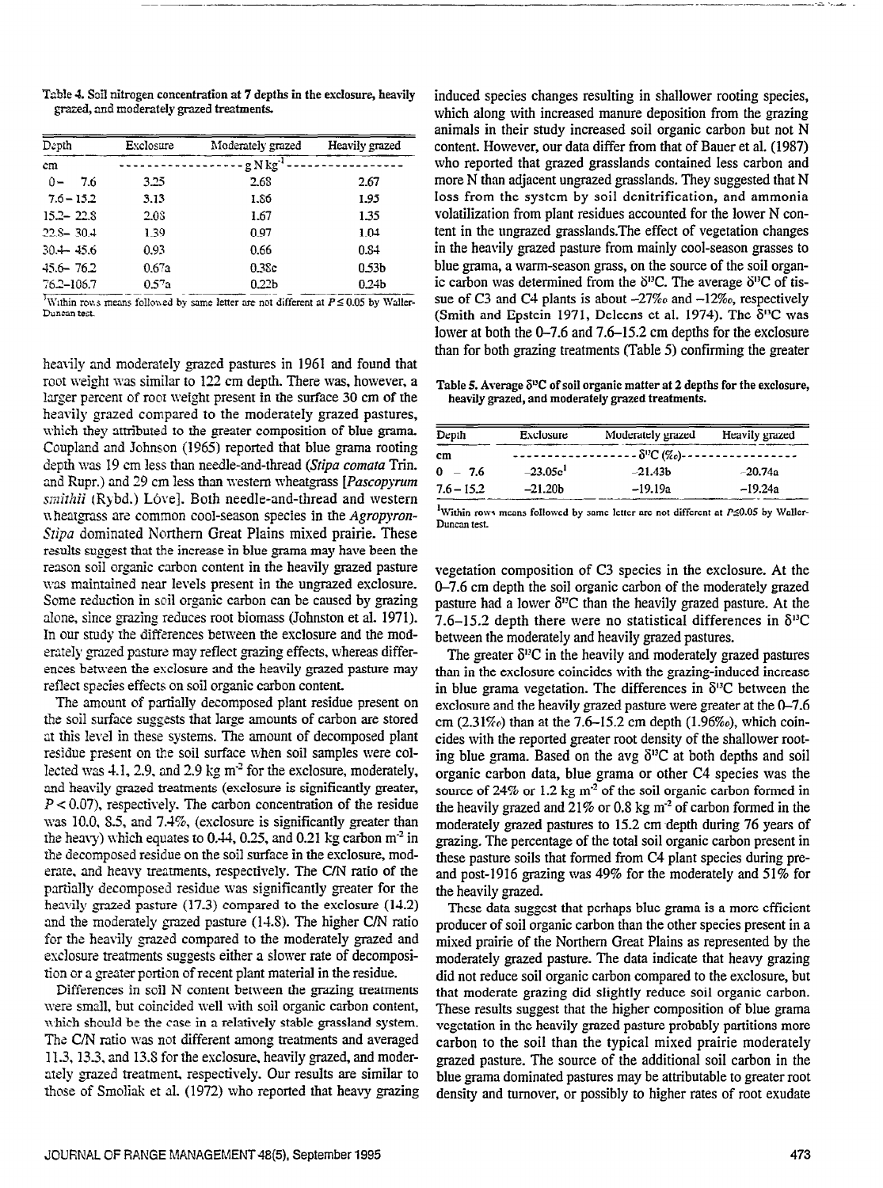Table 4. Soil nitrogen concentration at 7 depths in the exclosure, heavily grazed, and moderately grazed treatments.

| Depth | Exclosure | Moderately grazed | Heavily grazed |
|---|---|---|---|
| cm | ------------------ | g N kg$^{-1}$ | ------------------ |
| 0 – 7.6 | 3.25 | 2.68 | 2.67 |
| 7.6 – 15.2 | 3.13 | 1.86 | 1.95 |
| 15.2 – 22.8 | 2.08 | 1.67 | 1.35 |
| 22.8 – 30.4 | 1.39 | 0.97 | 1.04 |
| 30.4 – 45.6 | 0.93 | 0.66 | 0.84 |
| 45.6 – 76.2 | 0.67a | 0.38c | 0.53b |
| 76.2–106.7 | 0.57a | 0.22b | 0.24b |

[1]Within rows means followed by same letter are not different at $P \leq 0.05$ by Waller-Duncan test.

heavily and moderately grazed pastures in 1961 and found that root weight was similar to 122 cm depth. There was, however, a larger percent of root weight present in the surface 30 cm of the heavily grazed compared to the moderately grazed pastures, which they attributed to the greater composition of blue grama. Coupland and Johnson (1965) reported that blue grama rooting depth was 19 cm less than needle-and-thread (*Stipa comata* Trin. and Rupr.) and 29 cm less than western wheatgrass [*Pascopyrum smithii* (Rybd.) Löve]. Both needle-and-thread and western wheatgrass are common cool-season species in the *Agropyron-Stipa* dominated Northern Great Plains mixed prairie. These results suggest that the increase in blue grama may have been the reason soil organic carbon content in the heavily grazed pasture was maintained near levels present in the ungrazed exclosure. Some reduction in soil organic carbon can be caused by grazing alone, since grazing reduces root biomass (Johnston et al. 1971). In our study the differences between the exclosure and the moderately grazed pasture may reflect grazing effects, whereas differences between the exclosure and the heavily grazed pasture may reflect species effects on soil organic carbon content.

The amount of partially decomposed plant residue present on the soil surface suggests that large amounts of carbon are stored at this level in these systems. The amount of decomposed plant residue present on the soil surface when soil samples were collected was 4.1, 2.9, and 2.9 kg m$^{-2}$ for the exclosure, moderately, and heavily grazed treatments (exclosure is significantly greater, $P < 0.07$), respectively. The carbon concentration of the residue was 10.0, 8.5, and 7.4%, (exclosure is significantly greater than the heavy) which equates to 0.44, 0.25, and 0.21 kg carbon m$^{-2}$ in the decomposed residue on the soil surface in the exclosure, moderate, and heavy treatments, respectively. The C/N ratio of the partially decomposed residue was significantly greater for the heavily grazed pasture (17.3) compared to the exclosure (14.2) and the moderately grazed pasture (14.8). The higher C/N ratio for the heavily grazed compared to the moderately grazed and exclosure treatments suggests either a slower rate of decomposition or a greater portion of recent plant material in the residue.

Differences in soil N content between the grazing treatments were small, but coincided well with soil organic carbon content, which should be the case in a relatively stable grassland system. The C/N ratio was not different among treatments and averaged 11.3, 13.3, and 13.8 for the exclosure, heavily grazed, and moderately grazed treatment, respectively. Our results are similar to those of Smoliak et al. (1972) who reported that heavy grazing induced species changes resulting in shallower rooting species, which along with increased manure deposition from the grazing animals in their study increased soil organic carbon but not N content. However, our data differ from that of Bauer et al. (1987) who reported that grazed grasslands contained less carbon and more N than adjacent ungrazed grasslands. They suggested that N loss from the system by soil denitrification, and ammonia volatilization from plant residues accounted for the lower N content in the ungrazed grasslands. The effect of vegetation changes in the heavily grazed pasture from mainly cool-season grasses to blue grama, a warm-season grass, on the source of the soil organic carbon was determined from the $\delta^{13}C$. The average $\delta^{13}C$ of tissue of C3 and C4 plants is about –27‰ and –12‰, respectively (Smith and Epstein 1971, Deleens et al. 1974). The $\delta^{13}C$ was lower at both the 0–7.6 and 7.6–15.2 cm depths for the exclosure than for both grazing treatments (Table 5) confirming the greater vegetation composition of C3 species in the exclosure. At the 0–7.6 cm depth the soil organic carbon of the moderately grazed pasture had a lower $\delta^{13}C$ than the heavily grazed pasture. At the 7.6–15.2 depth there were no statistical differences in $\delta^{13}C$ between the moderately and heavily grazed pastures.

Table 5. Average $\delta^{13}C$ of soil organic matter at 2 depths for the exclosure, heavily grazed, and moderately grazed treatments.

| Depth | Exclosure | Moderately grazed | Heavily grazed |
|---|---|---|---|
| cm | ------------------ | $\delta^{13}C$ (‰) | ------------------ |
| 0 – 7.6 | –23.05c[1] | –21.43b | –20.74a |
| 7.6 – 15.2 | –21.20b | –19.19a | –19.24a |

[1]Within rows means followed by same letter are not different at $P \leq 0.05$ by Waller-Duncan test.

The greater $\delta^{13}C$ in the heavily and moderately grazed pastures than in the exclosure coincides with the grazing-induced increase in blue grama vegetation. The differences in $\delta^{13}C$ between the exclosure and the heavily grazed pasture were greater at the 0–7.6 cm (2.31‰) than at the 7.6–15.2 cm depth (1.96‰), which coincides with the reported greater root density of the shallower rooting blue grama. Based on the avg $\delta^{13}C$ at both depths and soil organic carbon data, blue grama or other C4 species was the source of 24% or 1.2 kg m$^{-2}$ of the soil organic carbon formed in the heavily grazed and 21% or 0.8 kg m$^{-2}$ of carbon formed in the moderately grazed pastures to 15.2 cm depth during 76 years of grazing. The percentage of the total soil organic carbon present in these pasture soils that formed from C4 plant species during pre- and post-1916 grazing was 49% for the moderately and 51% for the heavily grazed.

These data suggest that perhaps blue grama is a more efficient producer of soil organic carbon than the other species present in a mixed prairie of the Northern Great Plains as represented by the moderately grazed pasture. The data indicate that heavy grazing did not reduce soil organic carbon compared to the exclosure, but that moderate grazing did slightly reduce soil organic carbon. These results suggest that the higher composition of blue grama vegetation in the heavily grazed pasture probably partitions more carbon to the soil than the typical mixed prairie moderately grazed pasture. The source of the additional soil carbon in the blue grama dominated pastures may be attributable to greater root density and turnover, or possibly to higher rates of root exudate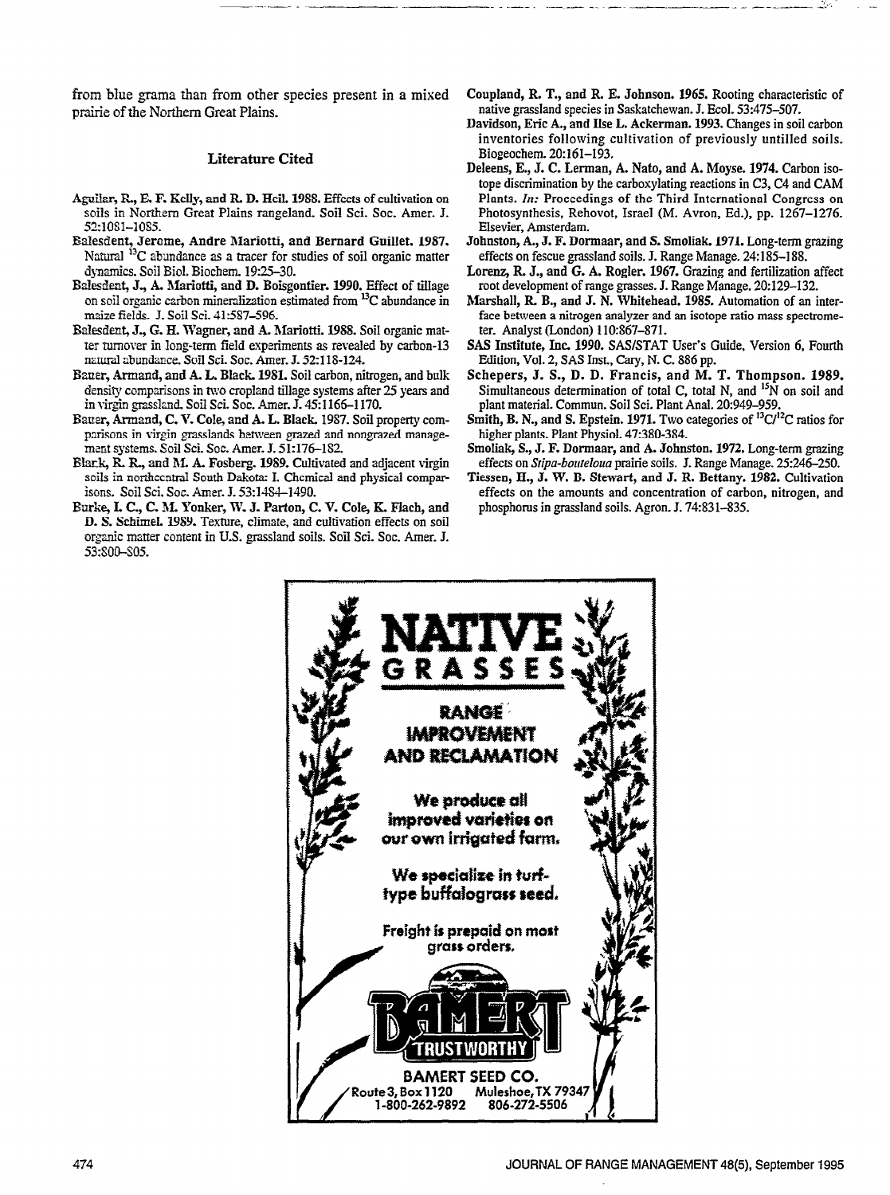from blue grama than from other species present in a mixed prairie of the Northern Great Plains.

## Literature Cited

**Aguilar, R., E. F. Kelly, and R. D. Heil. 1988.** Effects of cultivation on soils in Northern Great Plains rangeland. Soil Sci. Soc. Amer. J. 52:1081–1085.

**Balesdent, Jerome, Andre Mariotti, and Bernard Guillet. 1987.** Natural $^{13}C$ abundance as a tracer for studies of soil organic matter dynamics. Soil Biol. Biochem. 19:25–30.

**Balesdent, J., A. Mariotti, and D. Boisgontier. 1990.** Effect of tillage on soil organic carbon mineralization estimated from $^{13}C$ abundance in maize fields. J. Soil Sci. 41:587–596.

**Balesdent, J., G. H. Wagner, and A. Mariotti. 1988.** Soil organic matter turnover in long-term field experiments as revealed by carbon-13 natural abundance. Soil Sci. Soc. Amer. J. 52:118-124.

**Bauer, Armand, and A. L. Black. 1981.** Soil carbon, nitrogen, and bulk density comparisons in two cropland tillage systems after 25 years and in virgin grassland. Soil Sci. Soc. Amer. J. 45:1166–1170.

**Bauer, Armand, C. V. Cole, and A. L. Black.** 1987. Soil property comparisons in virgin grasslands between grazed and nongrazed management systems. Soil Sci. Soc. Amer. J. 51:176–182.

**Blank, R. R., and M. A. Fosberg. 1989.** Cultivated and adjacent virgin soils in northcentral South Dakota: I. Chemical and physical comparisons. Soil Sci. Soc. Amer. J. 53:1484–1490.

**Burke, I. C., C. M. Yonker, W. J. Parton, C. V. Cole, K. Flach, and D. S. Schimel. 1989.** Texture, climate, and cultivation effects on soil organic matter content in U.S. grassland soils. Soil Sci. Soc. Amer. J. 53:800–805.

**Coupland, R. T., and R. E. Johnson. 1965.** Rooting characteristic of native grassland species in Saskatchewan. J. Ecol. 53:475–507.

**Davidson, Eric A., and Ilse L. Ackerman. 1993.** Changes in soil carbon inventories following cultivation of previously untilled soils. Biogeochem. 20:161–193.

**Deleens, E., J. C. Lerman, A. Nato, and A. Moyse. 1974.** Carbon isotope discrimination by the carboxylating reactions in C3, C4 and CAM Plants. *In:* Proceedings of the Third International Congress on Photosynthesis, Rehovot, Israel (M. Avron, Ed.), pp. 1267–1276. Elsevier, Amsterdam.

**Johnston, A., J. F. Dormaar, and S. Smoliak. 1971.** Long-term grazing effects on fescue grassland soils. J. Range Manage. 24:185–188.

**Lorenz, R. J., and G. A. Rogler. 1967.** Grazing and fertilization affect root development of range grasses. J. Range Manage. 20:129–132.

**Marshall, R. B., and J. N. Whitehead. 1985.** Automation of an interface between a nitrogen analyzer and an isotope ratio mass spectrometer. Analyst (London) 110:867–871.

**SAS Institute, Inc. 1990.** SAS/STAT User's Guide, Version 6, Fourth Edition, Vol. 2, SAS Inst., Cary, N. C. 886 pp.

**Schepers, J. S., D. D. Francis, and M. T. Thompson. 1989.** Simultaneous determination of total C, total N, and $^{15}N$ on soil and plant material. Commun. Soil Sci. Plant Anal. 20:949–959.

**Smith, B. N., and S. Epstein. 1971.** Two categories of $^{13}C/^{12}C$ ratios for higher plants. Plant Physiol. 47:380-384.

**Smoliak, S., J. F. Dormaar, and A. Johnston. 1972.** Long-term grazing effects on *Stipa-bouteloua* prairie soils. J. Range Manage. 25:246–250.

**Tiessen, H., J. W. B. Stewart, and J. R. Bettany. 1982.** Cultivation effects on the amounts and concentration of carbon, nitrogen, and phosphorus in grassland soils. Agron. J. 74:831–835.

**NATIVE GRASSES**

**RANGE IMPROVEMENT AND RECLAMATION**

**We produce all improved varieties on our own irrigated farm.**

**We specialize in turf-type buffalograss seed.**

**Freight is prepaid on most grass orders.**

**BAMERT TRUSTWORTHY**

**BAMERT SEED CO.**
Route 3, Box 1120 Muleshoe, TX 79347
1-800-262-9892 806-272-5506